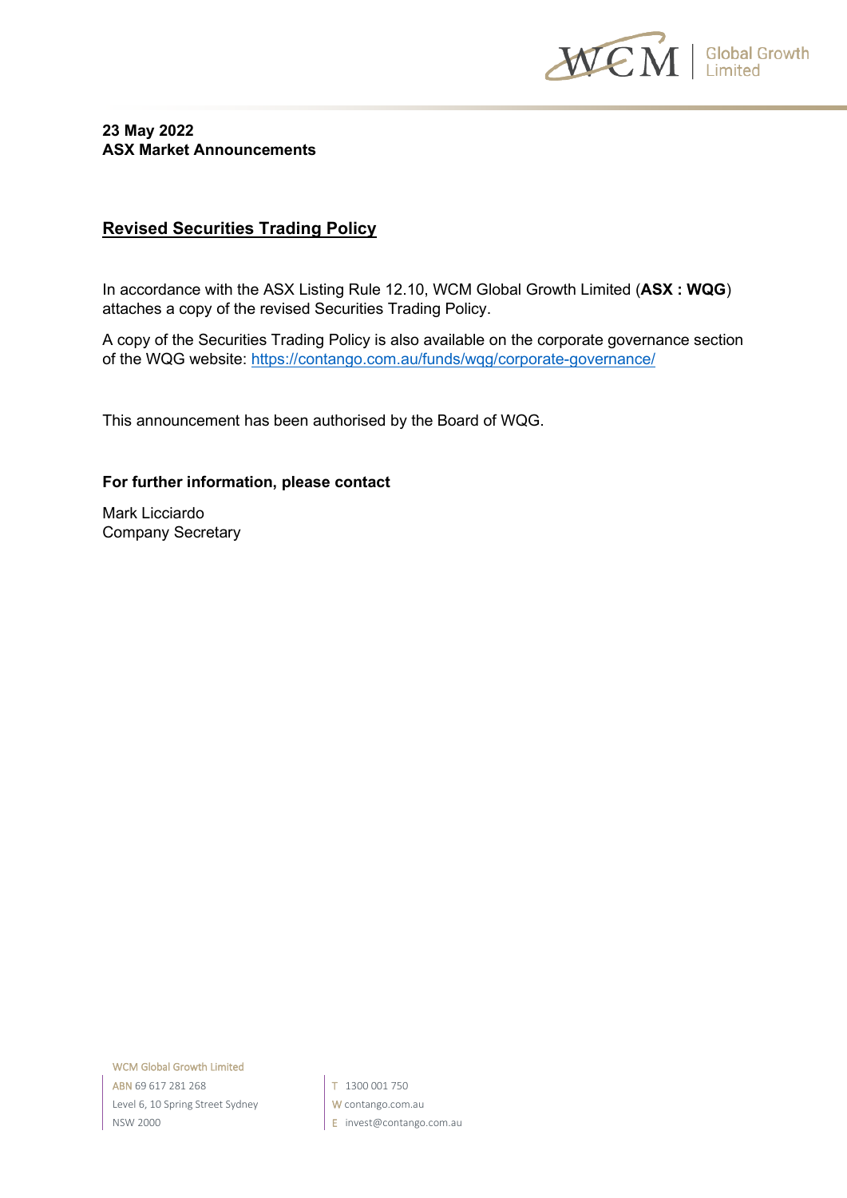**23 May 2022**
**ASX Market Announcements**

## Revised Securities Trading Policy

In accordance with the ASX Listing Rule 12.10, WCM Global Growth Limited (**ASX : WQG**) attaches a copy of the revised Securities Trading Policy.

A copy of the Securities Trading Policy is also available on the corporate governance section of the WQG website: https://contango.com.au/funds/wqg/corporate-governance/

This announcement has been authorised by the Board of WQG.

**For further information, please contact**

Mark Licciardo
Company Secretary

WCM Global Growth Limited
ABN 69 617 281 268
Level 6, 10 Spring Street Sydney
NSW 2000

T 1300 001 750
W contango.com.au
E invest@contango.com.au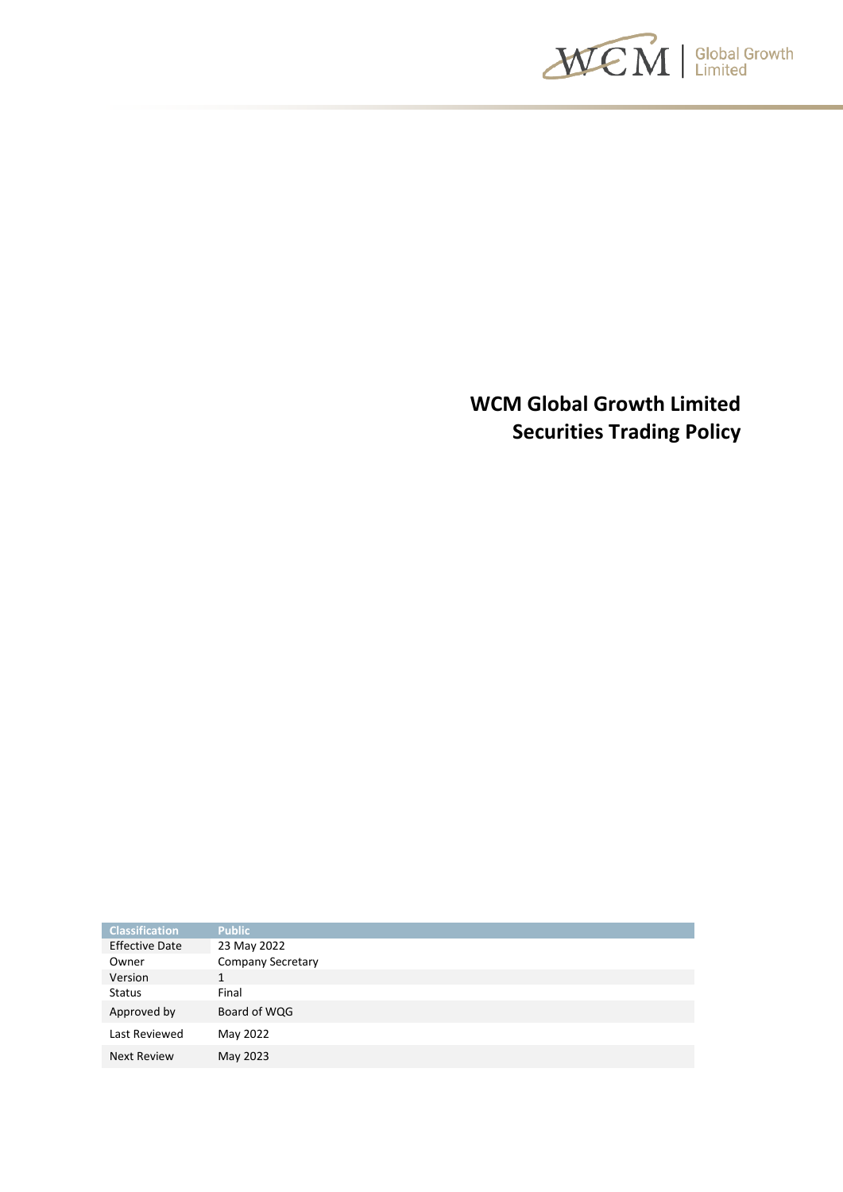# WCM Global Growth Limited
# Securities Trading Policy

| Classification | Public |
|---|---|
| Effective Date | 23 May 2022 |
| Owner | Company Secretary |
| Version | 1 |
| Status | Final |
| Approved by | Board of WQG |
| Last Reviewed | May 2022 |
| Next Review | May 2023 |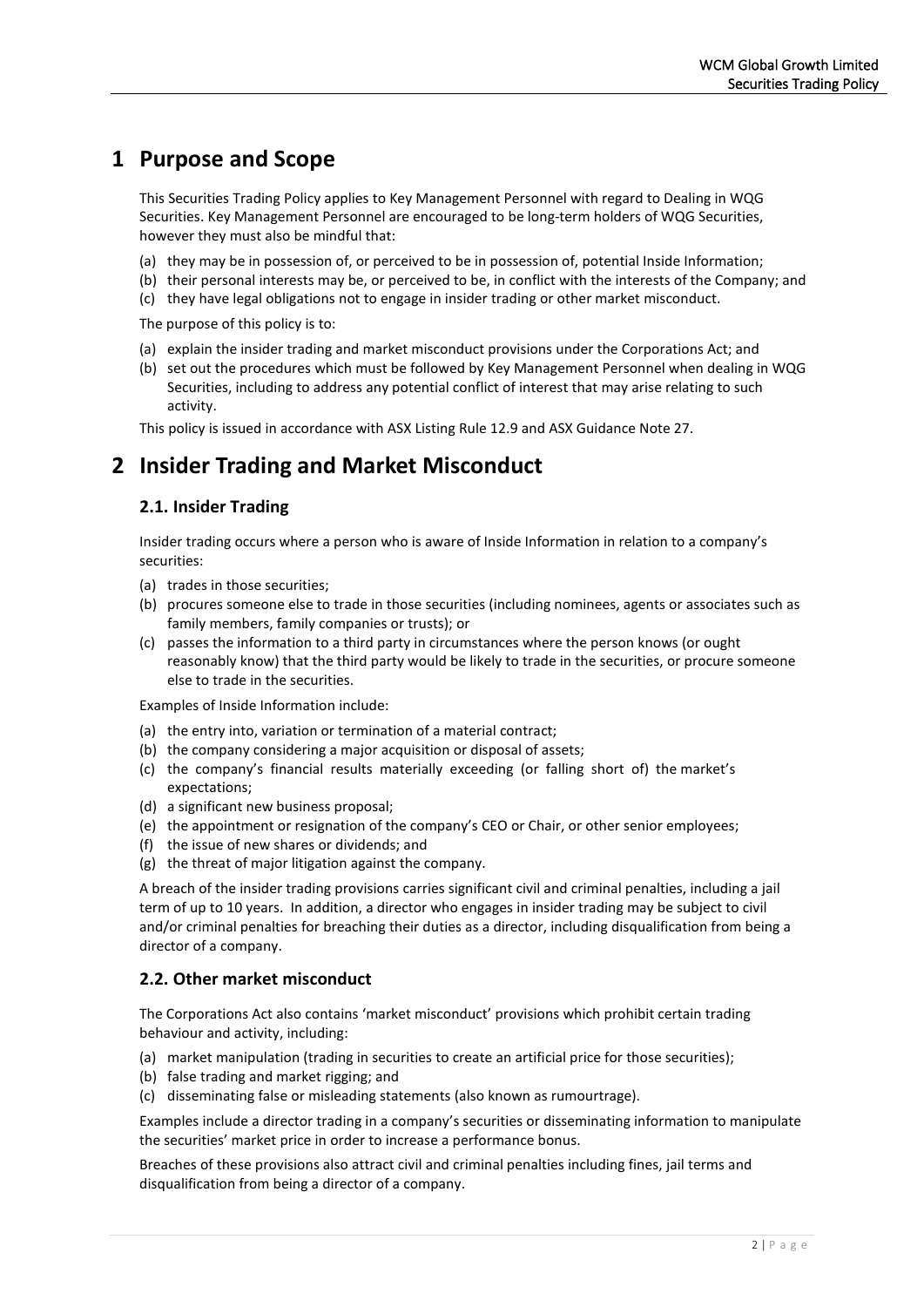# 1 Purpose and Scope

This Securities Trading Policy applies to Key Management Personnel with regard to Dealing in WQG Securities. Key Management Personnel are encouraged to be long-term holders of WQG Securities, however they must also be mindful that:

(a) they may be in possession of, or perceived to be in possession of, potential Inside Information;
(b) their personal interests may be, or perceived to be, in conflict with the interests of the Company; and
(c) they have legal obligations not to engage in insider trading or other market misconduct.

The purpose of this policy is to:

(a) explain the insider trading and market misconduct provisions under the Corporations Act; and
(b) set out the procedures which must be followed by Key Management Personnel when dealing in WQG Securities, including to address any potential conflict of interest that may arise relating to such activity.

This policy is issued in accordance with ASX Listing Rule 12.9 and ASX Guidance Note 27.

# 2 Insider Trading and Market Misconduct

## 2.1. Insider Trading

Insider trading occurs where a person who is aware of Inside Information in relation to a company's securities:

(a) trades in those securities;
(b) procures someone else to trade in those securities (including nominees, agents or associates such as family members, family companies or trusts); or
(c) passes the information to a third party in circumstances where the person knows (or ought reasonably know) that the third party would be likely to trade in the securities, or procure someone else to trade in the securities.

Examples of Inside Information include:

(a) the entry into, variation or termination of a material contract;
(b) the company considering a major acquisition or disposal of assets;
(c) the company's financial results materially exceeding (or falling short of) the market's expectations;
(d) a significant new business proposal;
(e) the appointment or resignation of the company's CEO or Chair, or other senior employees;
(f) the issue of new shares or dividends; and
(g) the threat of major litigation against the company.

A breach of the insider trading provisions carries significant civil and criminal penalties, including a jail term of up to 10 years. In addition, a director who engages in insider trading may be subject to civil and/or criminal penalties for breaching their duties as a director, including disqualification from being a director of a company.

## 2.2. Other market misconduct

The Corporations Act also contains 'market misconduct' provisions which prohibit certain trading behaviour and activity, including:

(a) market manipulation (trading in securities to create an artificial price for those securities);
(b) false trading and market rigging; and
(c) disseminating false or misleading statements (also known as rumourtrage).

Examples include a director trading in a company's securities or disseminating information to manipulate the securities' market price in order to increase a performance bonus.

Breaches of these provisions also attract civil and criminal penalties including fines, jail terms and disqualification from being a director of a company.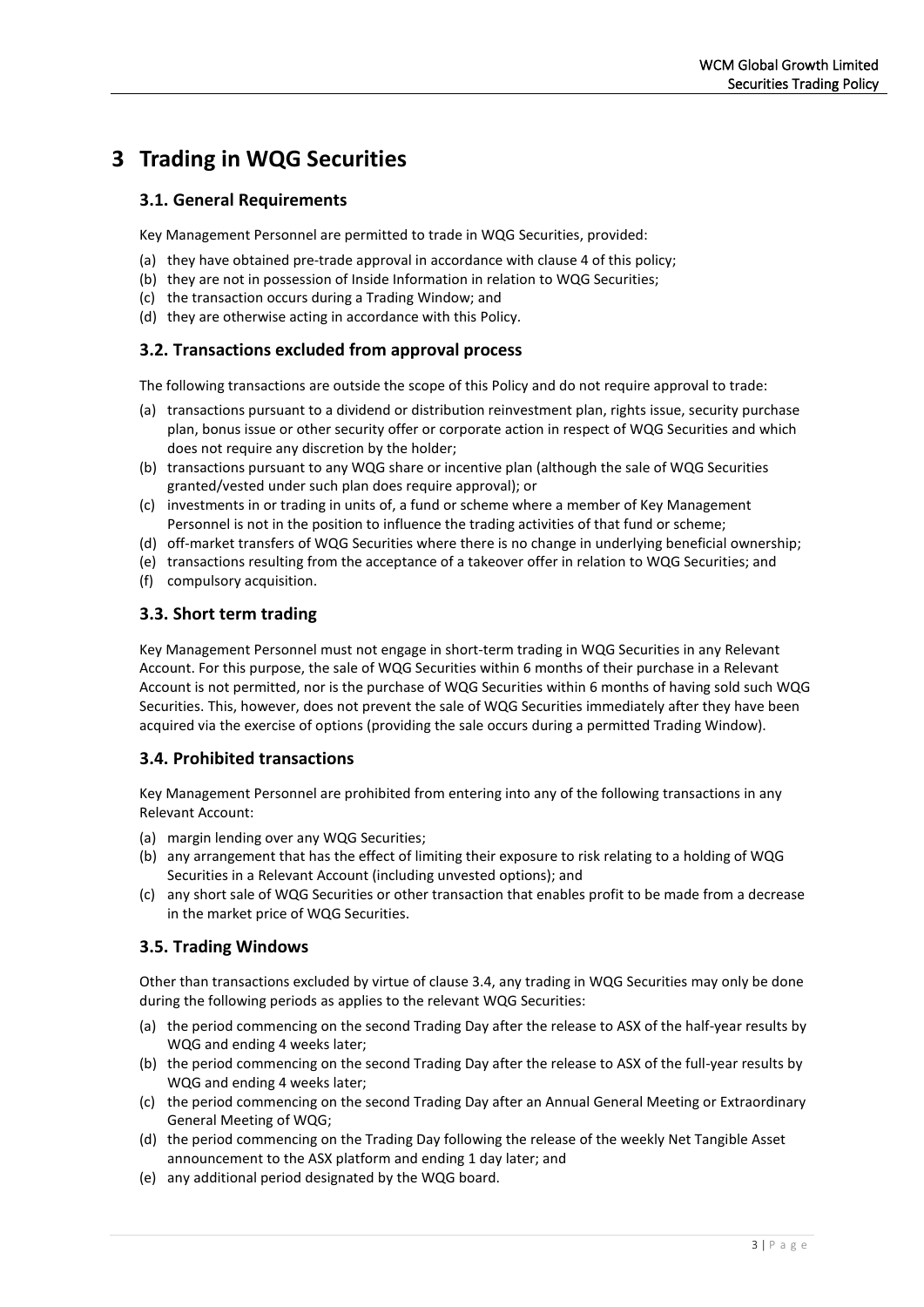# 3 Trading in WQG Securities

## 3.1. General Requirements

Key Management Personnel are permitted to trade in WQG Securities, provided:

(a) they have obtained pre-trade approval in accordance with clause 4 of this policy;
(b) they are not in possession of Inside Information in relation to WQG Securities;
(c) the transaction occurs during a Trading Window; and
(d) they are otherwise acting in accordance with this Policy.

## 3.2. Transactions excluded from approval process

The following transactions are outside the scope of this Policy and do not require approval to trade:

(a) transactions pursuant to a dividend or distribution reinvestment plan, rights issue, security purchase plan, bonus issue or other security offer or corporate action in respect of WQG Securities and which does not require any discretion by the holder;
(b) transactions pursuant to any WQG share or incentive plan (although the sale of WQG Securities granted/vested under such plan does require approval); or
(c) investments in or trading in units of, a fund or scheme where a member of Key Management Personnel is not in the position to influence the trading activities of that fund or scheme;
(d) off-market transfers of WQG Securities where there is no change in underlying beneficial ownership;
(e) transactions resulting from the acceptance of a takeover offer in relation to WQG Securities; and
(f) compulsory acquisition.

## 3.3. Short term trading

Key Management Personnel must not engage in short-term trading in WQG Securities in any Relevant Account. For this purpose, the sale of WQG Securities within 6 months of their purchase in a Relevant Account is not permitted, nor is the purchase of WQG Securities within 6 months of having sold such WQG Securities. This, however, does not prevent the sale of WQG Securities immediately after they have been acquired via the exercise of options (providing the sale occurs during a permitted Trading Window).

## 3.4. Prohibited transactions

Key Management Personnel are prohibited from entering into any of the following transactions in any Relevant Account:

(a) margin lending over any WQG Securities;
(b) any arrangement that has the effect of limiting their exposure to risk relating to a holding of WQG Securities in a Relevant Account (including unvested options); and
(c) any short sale of WQG Securities or other transaction that enables profit to be made from a decrease in the market price of WQG Securities.

## 3.5. Trading Windows

Other than transactions excluded by virtue of clause 3.4, any trading in WQG Securities may only be done during the following periods as applies to the relevant WQG Securities:

(a) the period commencing on the second Trading Day after the release to ASX of the half-year results by WQG and ending 4 weeks later;
(b) the period commencing on the second Trading Day after the release to ASX of the full-year results by WQG and ending 4 weeks later;
(c) the period commencing on the second Trading Day after an Annual General Meeting or Extraordinary General Meeting of WQG;
(d) the period commencing on the Trading Day following the release of the weekly Net Tangible Asset announcement to the ASX platform and ending 1 day later; and
(e) any additional period designated by the WQG board.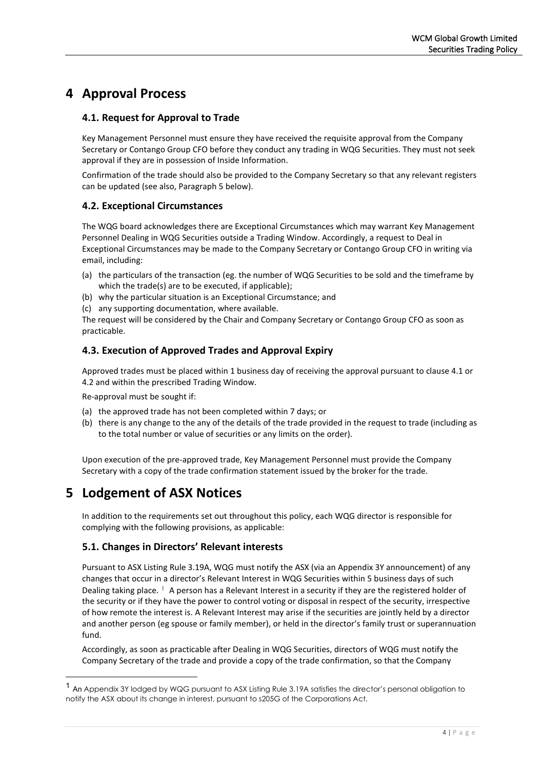# 4 Approval Process

## 4.1. Request for Approval to Trade

Key Management Personnel must ensure they have received the requisite approval from the Company Secretary or Contango Group CFO before they conduct any trading in WQG Securities. They must not seek approval if they are in possession of Inside Information.

Confirmation of the trade should also be provided to the Company Secretary so that any relevant registers can be updated (see also, Paragraph 5 below).

## 4.2. Exceptional Circumstances

The WQG board acknowledges there are Exceptional Circumstances which may warrant Key Management Personnel Dealing in WQG Securities outside a Trading Window. Accordingly, a request to Deal in Exceptional Circumstances may be made to the Company Secretary or Contango Group CFO in writing via email, including:

(a) the particulars of the transaction (eg. the number of WQG Securities to be sold and the timeframe by which the trade(s) are to be executed, if applicable);

(b) why the particular situation is an Exceptional Circumstance; and

(c) any supporting documentation, where available.

The request will be considered by the Chair and Company Secretary or Contango Group CFO as soon as practicable.

## 4.3. Execution of Approved Trades and Approval Expiry

Approved trades must be placed within 1 business day of receiving the approval pursuant to clause 4.1 or 4.2 and within the prescribed Trading Window.

Re-approval must be sought if:

(a) the approved trade has not been completed within 7 days; or

(b) there is any change to the any of the details of the trade provided in the request to trade (including as to the total number or value of securities or any limits on the order).

Upon execution of the pre-approved trade, Key Management Personnel must provide the Company Secretary with a copy of the trade confirmation statement issued by the broker for the trade.

# 5 Lodgement of ASX Notices

In addition to the requirements set out throughout this policy, each WQG director is responsible for complying with the following provisions, as applicable:

## 5.1. Changes in Directors' Relevant interests

Pursuant to ASX Listing Rule 3.19A, WQG must notify the ASX (via an Appendix 3Y announcement) of any changes that occur in a director's Relevant Interest in WQG Securities within 5 business days of such Dealing taking place. [1] A person has a Relevant Interest in a security if they are the registered holder of the security or if they have the power to control voting or disposal in respect of the security, irrespective of how remote the interest is. A Relevant Interest may arise if the securities are jointly held by a director and another person (eg spouse or family member), or held in the director's family trust or superannuation fund.

Accordingly, as soon as practicable after Dealing in WQG Securities, directors of WQG must notify the Company Secretary of the trade and provide a copy of the trade confirmation, so that the Company

[1] An Appendix 3Y lodged by WQG pursuant to ASX Listing Rule 3.19A satisfies the director's personal obligation to notify the ASX about its change in interest, pursuant to s205G of the Corporations Act.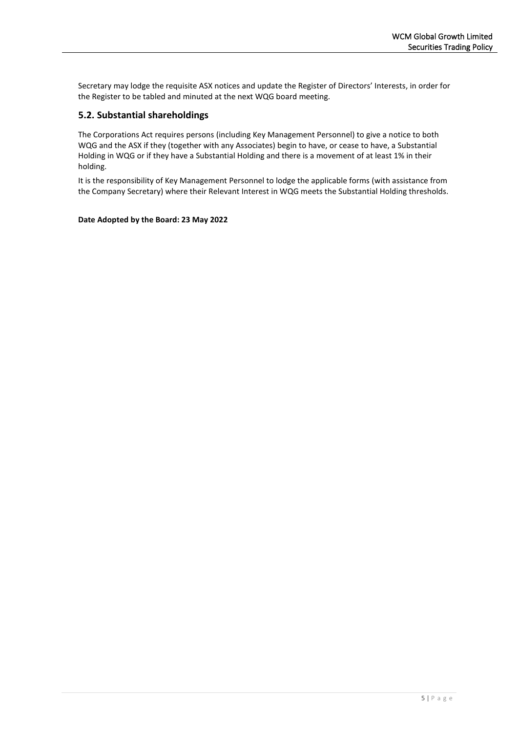Secretary may lodge the requisite ASX notices and update the Register of Directors' Interests, in order for the Register to be tabled and minuted at the next WQG board meeting.

## 5.2. Substantial shareholdings

The Corporations Act requires persons (including Key Management Personnel) to give a notice to both WQG and the ASX if they (together with any Associates) begin to have, or cease to have, a Substantial Holding in WQG or if they have a Substantial Holding and there is a movement of at least 1% in their holding.

It is the responsibility of Key Management Personnel to lodge the applicable forms (with assistance from the Company Secretary) where their Relevant Interest in WQG meets the Substantial Holding thresholds.

**Date Adopted by the Board: 23 May 2022**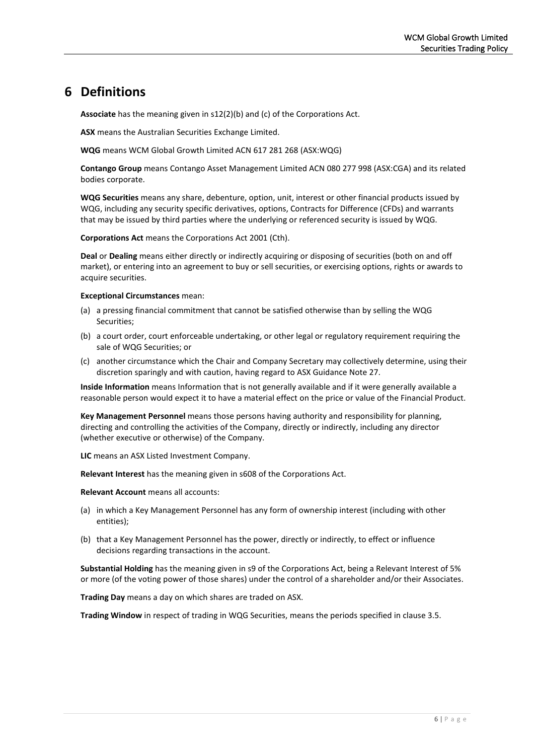# 6 Definitions

**Associate** has the meaning given in s12(2)(b) and (c) of the Corporations Act.

**ASX** means the Australian Securities Exchange Limited.

**WQG** means WCM Global Growth Limited ACN 617 281 268 (ASX:WQG)

**Contango Group** means Contango Asset Management Limited ACN 080 277 998 (ASX:CGA) and its related bodies corporate.

**WQG Securities** means any share, debenture, option, unit, interest or other financial products issued by WQG, including any security specific derivatives, options, Contracts for Difference (CFDs) and warrants that may be issued by third parties where the underlying or referenced security is issued by WQG.

**Corporations Act** means the Corporations Act 2001 (Cth).

**Deal** or **Dealing** means either directly or indirectly acquiring or disposing of securities (both on and off market), or entering into an agreement to buy or sell securities, or exercising options, rights or awards to acquire securities.

**Exceptional Circumstances** mean:

(a) a pressing financial commitment that cannot be satisfied otherwise than by selling the WQG Securities;

(b) a court order, court enforceable undertaking, or other legal or regulatory requirement requiring the sale of WQG Securities; or

(c) another circumstance which the Chair and Company Secretary may collectively determine, using their discretion sparingly and with caution, having regard to ASX Guidance Note 27.

**Inside Information** means Information that is not generally available and if it were generally available a reasonable person would expect it to have a material effect on the price or value of the Financial Product.

**Key Management Personnel** means those persons having authority and responsibility for planning, directing and controlling the activities of the Company, directly or indirectly, including any director (whether executive or otherwise) of the Company.

**LIC** means an ASX Listed Investment Company.

**Relevant Interest** has the meaning given in s608 of the Corporations Act.

**Relevant Account** means all accounts:

(a) in which a Key Management Personnel has any form of ownership interest (including with other entities);

(b) that a Key Management Personnel has the power, directly or indirectly, to effect or influence decisions regarding transactions in the account.

**Substantial Holding** has the meaning given in s9 of the Corporations Act, being a Relevant Interest of 5% or more (of the voting power of those shares) under the control of a shareholder and/or their Associates.

**Trading Day** means a day on which shares are traded on ASX.

**Trading Window** in respect of trading in WQG Securities, means the periods specified in clause 3.5.